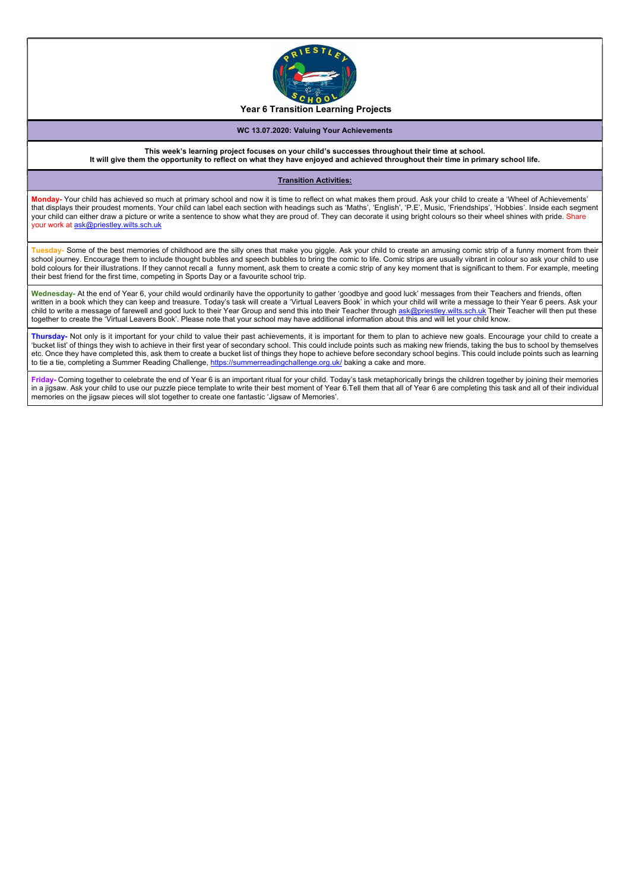# Year 6 Transition Learning Projects

## WC 13.07.2020: Valuing Your Achievements

**This week's learning project focuses on your child's successes throughout their time at school.**
**It will give them the opportunity to reflect on what they have enjoyed and achieved throughout their time in primary school life.**

### Transition Activities:

**Monday-** Your child has achieved so much at primary school and now it is time to reflect on what makes them proud. Ask your child to create a 'Wheel of Achievements' that displays their proudest moments. Your child can label each section with headings such as 'Maths', 'English', 'P.E', Music, 'Friendships', 'Hobbies'. Inside each segment your child can either draw a picture or write a sentence to show what they are proud of. They can decorate it using bright colours so their wheel shines with pride. Share your work at ask@priestley.wilts.sch.uk

**Tuesday-** Some of the best memories of childhood are the silly ones that make you giggle. Ask your child to create an amusing comic strip of a funny moment from their school journey. Encourage them to include thought bubbles and speech bubbles to bring the comic to life. Comic strips are usually vibrant in colour so ask your child to use bold colours for their illustrations. If they cannot recall a funny moment, ask them to create a comic strip of any key moment that is significant to them. For example, meeting their best friend for the first time, competing in Sports Day or a favourite school trip.

**Wednesday-** At the end of Year 6, your child would ordinarily have the opportunity to gather 'goodbye and good luck' messages from their Teachers and friends, often written in a book which they can keep and treasure. Today's task will create a 'Virtual Leavers Book' in which your child will write a message to their Year 6 peers. Ask your child to write a message of farewell and good luck to their Year Group and send this into their Teacher through ask@priestley.wilts.sch.uk Their Teacher will then put these together to create the 'Virtual Leavers Book'. Please note that your school may have additional information about this and will let your child know.

**Thursday-** Not only is it important for your child to value their past achievements, it is important for them to plan to achieve new goals. Encourage your child to create a 'bucket list' of things they wish to achieve in their first year of secondary school. This could include points such as making new friends, taking the bus to school by themselves etc. Once they have completed this, ask them to create a bucket list of things they hope to achieve before secondary school begins. This could include points such as learning to tie a tie, completing a Summer Reading Challenge, https://summerreadingchallenge.org.uk/ baking a cake and more.

**Friday-** Coming together to celebrate the end of Year 6 is an important ritual for your child. Today's task metaphorically brings the children together by joining their memories in a jigsaw. Ask your child to use our puzzle piece template to write their best moment of Year 6.Tell them that all of Year 6 are completing this task and all of their individual memories on the jigsaw pieces will slot together to create one fantastic 'Jigsaw of Memories'.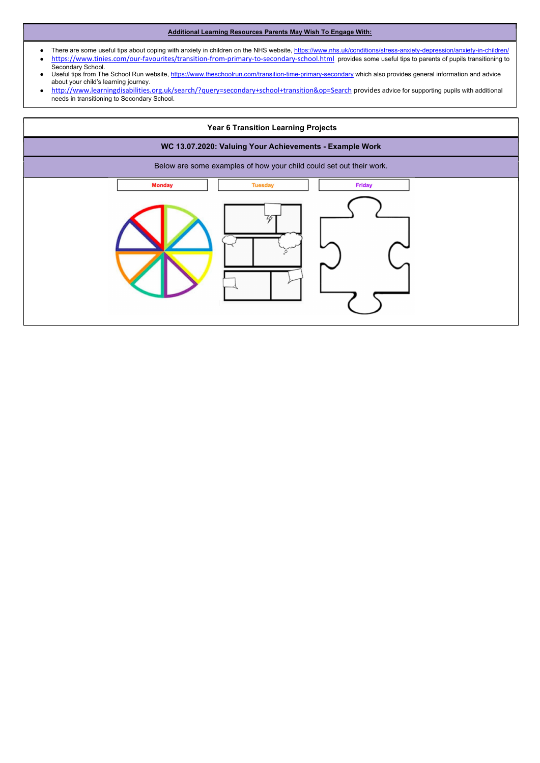**Additional Learning Resources Parents May Wish To Engage With:**

- There are some useful tips about coping with anxiety in children on the NHS website, https://www.nhs.uk/conditions/stress-anxiety-depression/anxiety-in-children/
- https://www.tinies.com/our-favourites/transition-from-primary-to-secondary-school.html provides some useful tips to parents of pupils transitioning to Secondary School.
- Useful tips from The School Run website, https://www.theschoolrun.com/transition-time-primary-secondary which also provides general information and advice about your child's learning journey.
- http://www.learningdisabilities.org.uk/search/?query=secondary+school+transition&op=Search provides advice for supporting pupils with additional needs in transitioning to Secondary School.

**Year 6 Transition Learning Projects**

**WC 13.07.2020: Valuing Your Achievements - Example Work**

Below are some examples of how your child could set out their work.

Monday

Tuesday

Friday